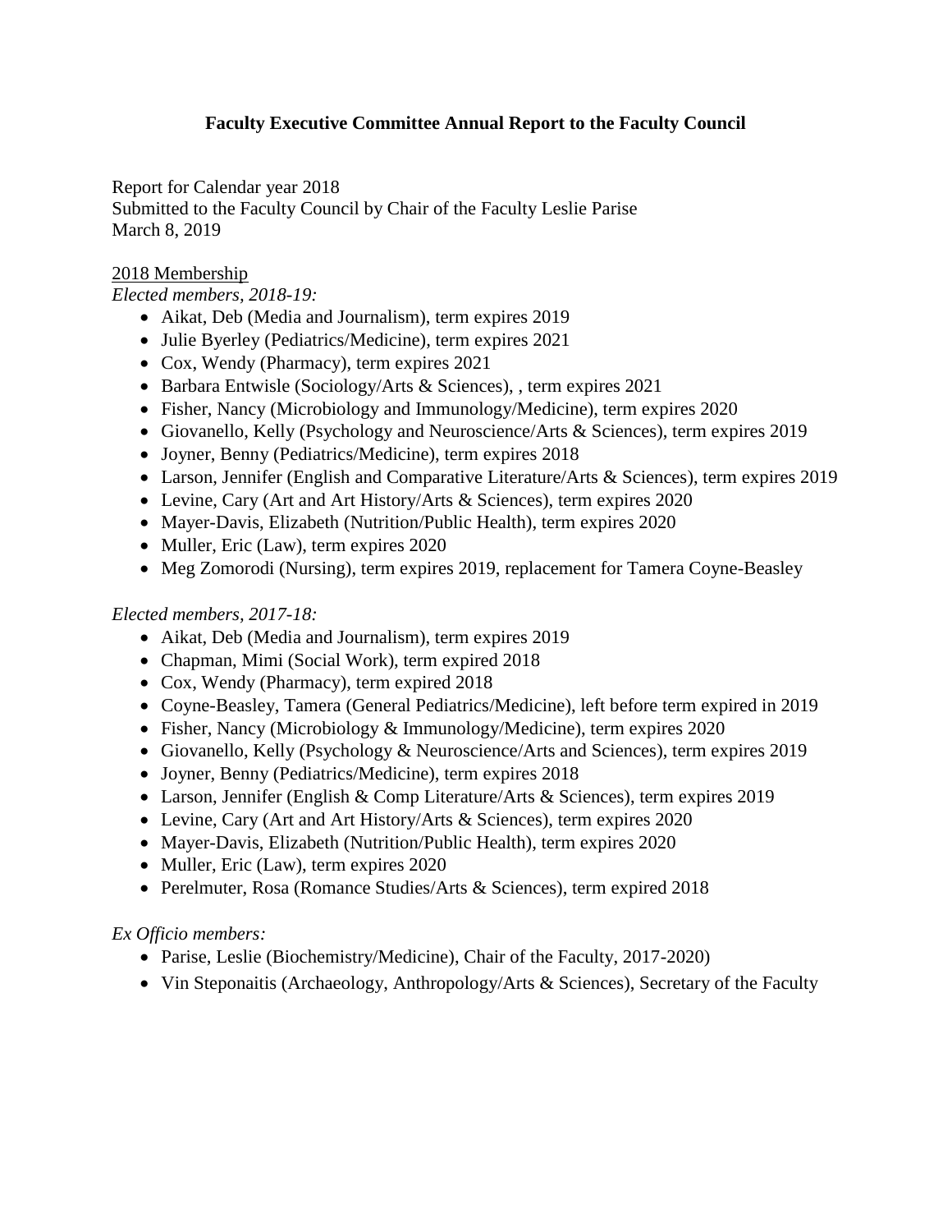**Faculty Executive Committee Annual Report to the Faculty Council**

Report for Calendar year 2018
Submitted to the Faculty Council by Chair of the Faculty Leslie Parise
March 8, 2019

2018 Membership

*Elected members, 2018-19:*

- Aikat, Deb (Media and Journalism), term expires 2019
- Julie Byerley (Pediatrics/Medicine), term expires 2021
- Cox, Wendy (Pharmacy), term expires 2021
- Barbara Entwisle (Sociology/Arts & Sciences), , term expires 2021
- Fisher, Nancy (Microbiology and Immunology/Medicine), term expires 2020
- Giovanello, Kelly (Psychology and Neuroscience/Arts & Sciences), term expires 2019
- Joyner, Benny (Pediatrics/Medicine), term expires 2018
- Larson, Jennifer (English and Comparative Literature/Arts & Sciences), term expires 2019
- Levine, Cary (Art and Art History/Arts & Sciences), term expires 2020
- Mayer-Davis, Elizabeth (Nutrition/Public Health), term expires 2020
- Muller, Eric (Law), term expires 2020
- Meg Zomorodi (Nursing), term expires 2019, replacement for Tamera Coyne-Beasley

*Elected members, 2017-18:*

- Aikat, Deb (Media and Journalism), term expires 2019
- Chapman, Mimi (Social Work), term expired 2018
- Cox, Wendy (Pharmacy), term expired 2018
- Coyne-Beasley, Tamera (General Pediatrics/Medicine), left before term expired in 2019
- Fisher, Nancy (Microbiology & Immunology/Medicine), term expires 2020
- Giovanello, Kelly (Psychology & Neuroscience/Arts and Sciences), term expires 2019
- Joyner, Benny (Pediatrics/Medicine), term expires 2018
- Larson, Jennifer (English & Comp Literature/Arts & Sciences), term expires 2019
- Levine, Cary (Art and Art History/Arts & Sciences), term expires 2020
- Mayer-Davis, Elizabeth (Nutrition/Public Health), term expires 2020
- Muller, Eric (Law), term expires 2020
- Perelmuter, Rosa (Romance Studies/Arts & Sciences), term expired 2018

*Ex Officio members:*

- Parise, Leslie (Biochemistry/Medicine), Chair of the Faculty, 2017-2020)
- Vin Steponaitis (Archaeology, Anthropology/Arts & Sciences), Secretary of the Faculty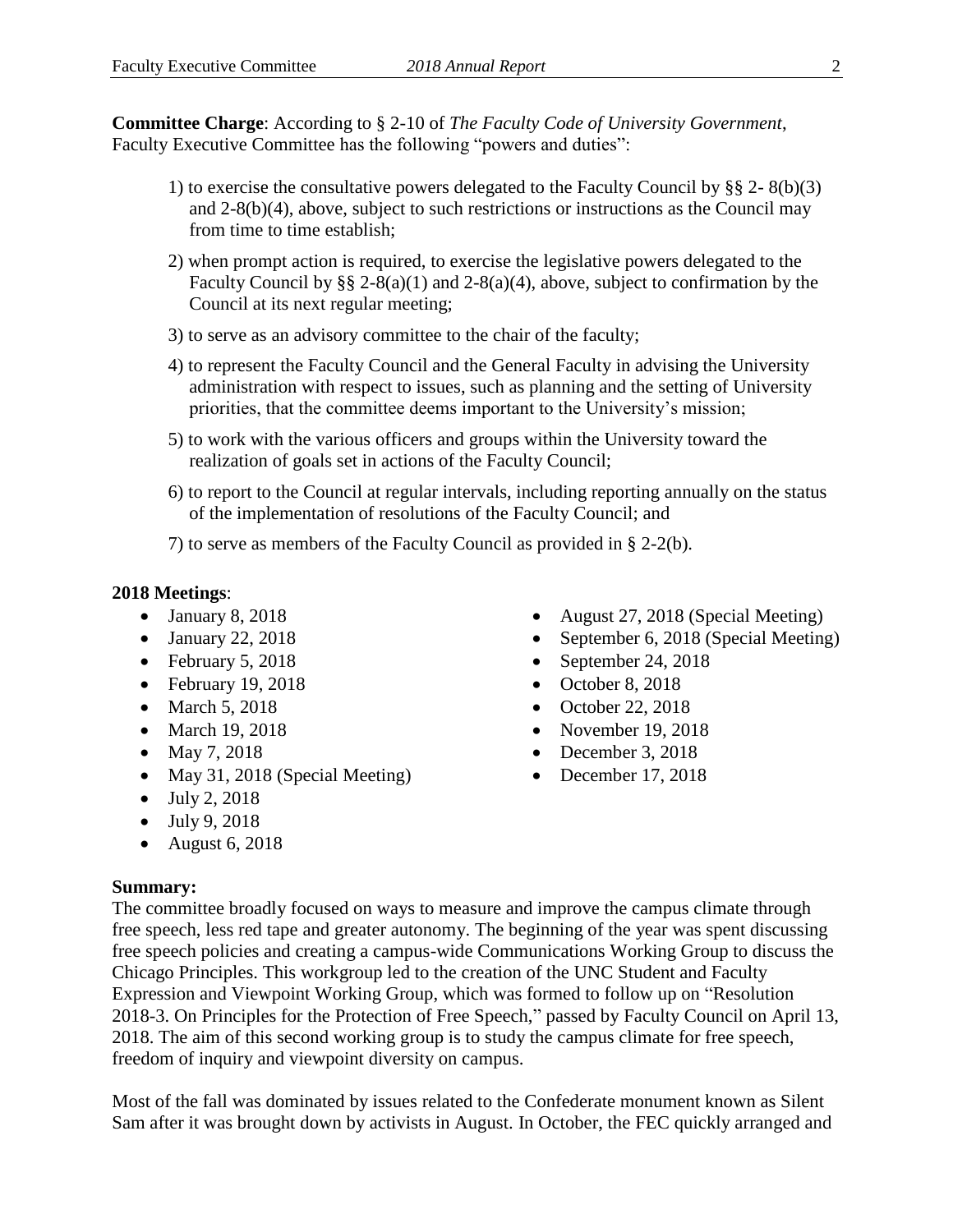**Committee Charge**: According to § 2-10 of *The Faculty Code of University Government*, Faculty Executive Committee has the following "powers and duties":

1) to exercise the consultative powers delegated to the Faculty Council by §§ 2- 8(b)(3) and 2-8(b)(4), above, subject to such restrictions or instructions as the Council may from time to time establish;
2) when prompt action is required, to exercise the legislative powers delegated to the Faculty Council by §§ 2-8(a)(1) and 2-8(a)(4), above, subject to confirmation by the Council at its next regular meeting;
3) to serve as an advisory committee to the chair of the faculty;
4) to represent the Faculty Council and the General Faculty in advising the University administration with respect to issues, such as planning and the setting of University priorities, that the committee deems important to the University's mission;
5) to work with the various officers and groups within the University toward the realization of goals set in actions of the Faculty Council;
6) to report to the Council at regular intervals, including reporting annually on the status of the implementation of resolutions of the Faculty Council; and
7) to serve as members of the Faculty Council as provided in § 2-2(b).

**2018 Meetings**:

- January 8, 2018
- January 22, 2018
- February 5, 2018
- February 19, 2018
- March 5, 2018
- March 19, 2018
- May 7, 2018
- May 31, 2018 (Special Meeting)
- July 2, 2018
- July 9, 2018
- August 6, 2018
- August 27, 2018 (Special Meeting)
- September 6, 2018 (Special Meeting)
- September 24, 2018
- October 8, 2018
- October 22, 2018
- November 19, 2018
- December 3, 2018
- December 17, 2018

**Summary:**

The committee broadly focused on ways to measure and improve the campus climate through free speech, less red tape and greater autonomy. The beginning of the year was spent discussing free speech policies and creating a campus-wide Communications Working Group to discuss the Chicago Principles. This workgroup led to the creation of the UNC Student and Faculty Expression and Viewpoint Working Group, which was formed to follow up on "Resolution 2018-3. On Principles for the Protection of Free Speech," passed by Faculty Council on April 13, 2018. The aim of this second working group is to study the campus climate for free speech, freedom of inquiry and viewpoint diversity on campus.

Most of the fall was dominated by issues related to the Confederate monument known as Silent Sam after it was brought down by activists in August. In October, the FEC quickly arranged and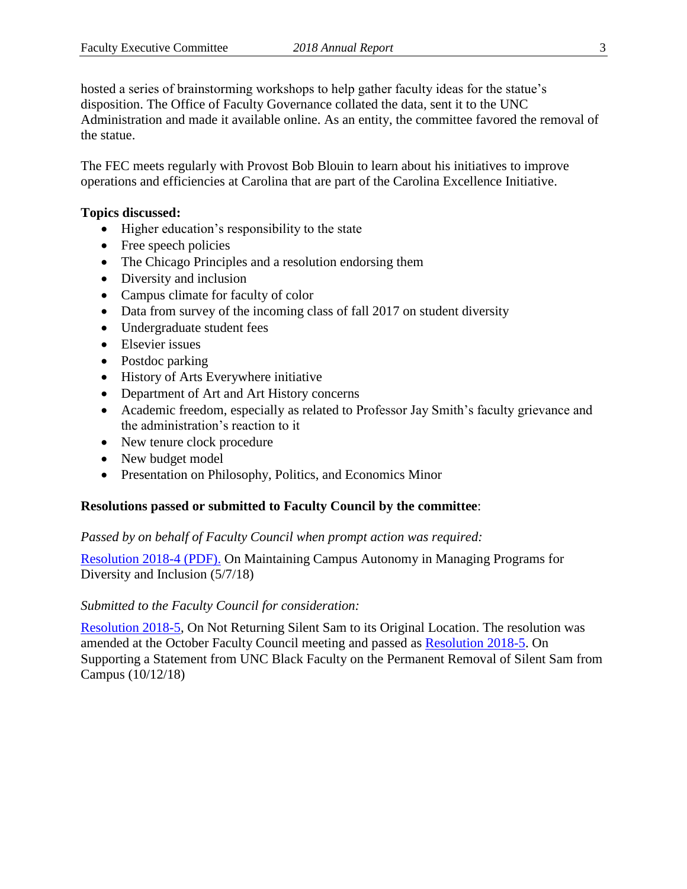hosted a series of brainstorming workshops to help gather faculty ideas for the statue's disposition. The Office of Faculty Governance collated the data, sent it to the UNC Administration and made it available online. As an entity, the committee favored the removal of the statue.

The FEC meets regularly with Provost Bob Blouin to learn about his initiatives to improve operations and efficiencies at Carolina that are part of the Carolina Excellence Initiative.

**Topics discussed:**

- Higher education's responsibility to the state
- Free speech policies
- The Chicago Principles and a resolution endorsing them
- Diversity and inclusion
- Campus climate for faculty of color
- Data from survey of the incoming class of fall 2017 on student diversity
- Undergraduate student fees
- Elsevier issues
- Postdoc parking
- History of Arts Everywhere initiative
- Department of Art and Art History concerns
- Academic freedom, especially as related to Professor Jay Smith's faculty grievance and the administration's reaction to it
- New tenure clock procedure
- New budget model
- Presentation on Philosophy, Politics, and Economics Minor

**Resolutions passed or submitted to Faculty Council by the committee**:

*Passed by on behalf of Faculty Council when prompt action was required:*

Resolution 2018-4 (PDF). On Maintaining Campus Autonomy in Managing Programs for Diversity and Inclusion (5/7/18)

*Submitted to the Faculty Council for consideration:*

Resolution 2018-5, On Not Returning Silent Sam to its Original Location. The resolution was amended at the October Faculty Council meeting and passed as Resolution 2018-5. On Supporting a Statement from UNC Black Faculty on the Permanent Removal of Silent Sam from Campus (10/12/18)